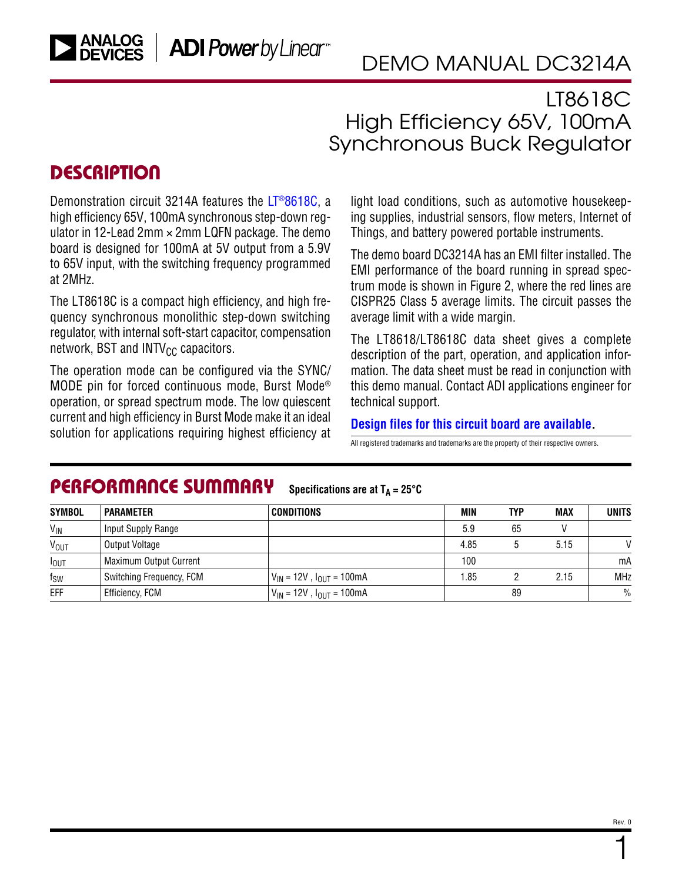# DEMO MANUAL DC3214A

## LT8618C High Efficiency 65V, 100mA Synchronous Buck Regulator

## DESCRIPTION

Demonstration circuit 3214A features the LT®8618C, a high efficiency 65V, 100mA synchronous step-down regulator in 12-Lead 2mm × 2mm LQFN package. The demo board is designed for 100mA at 5V output from a 5.9V to 65V input, with the switching frequency programmed at 2MHz.

The LT8618C is a compact high efficiency, and high frequency synchronous monolithic step-down switching regulator, with internal soft-start capacitor, compensation network, BST and $INTV_{CC}$ capacitors.

The operation mode can be configured via the SYNC/MODE pin for forced continuous mode, Burst Mode® operation, or spread spectrum mode. The low quiescent current and high efficiency in Burst Mode make it an ideal solution for applications requiring highest efficiency at light load conditions, such as automotive housekeeping supplies, industrial sensors, flow meters, Internet of Things, and battery powered portable instruments.

The demo board DC3214A has an EMI filter installed. The EMI performance of the board running in spread spectrum mode is shown in Figure 2, where the red lines are CISPR25 Class 5 average limits. The circuit passes the average limit with a wide margin.

The LT8618/LT8618C data sheet gives a complete description of the part, operation, and application information. The data sheet must be read in conjunction with this demo manual. Contact ADI applications engineer for technical support.

**Design files for this circuit board are available.**

All registered trademarks and trademarks are the property of their respective owners.

## PERFORMANCE SUMMARY

**Specifications are at $T_A$ = 25°C**

| SYMBOL | PARAMETER | CONDITIONS | MIN | TYP | MAX | UNITS |
|---|---|---|---|---|---|---|
| $V_{IN}$ | Input Supply Range | | 5.9 | 65 | V | |
| $V_{OUT}$ | Output Voltage | | 4.85 | 5 | 5.15 | V |
| $I_{OUT}$ | Maximum Output Current | | 100 | | | mA |
| $f_{SW}$ | Switching Frequency, FCM | $V_{IN}$ = 12V , $I_{OUT}$ = 100mA | 1.85 | 2 | 2.15 | MHz |
| EFF | Efficiency, FCM | $V_{IN}$ = 12V , $I_{OUT}$ = 100mA | | 89 | | % |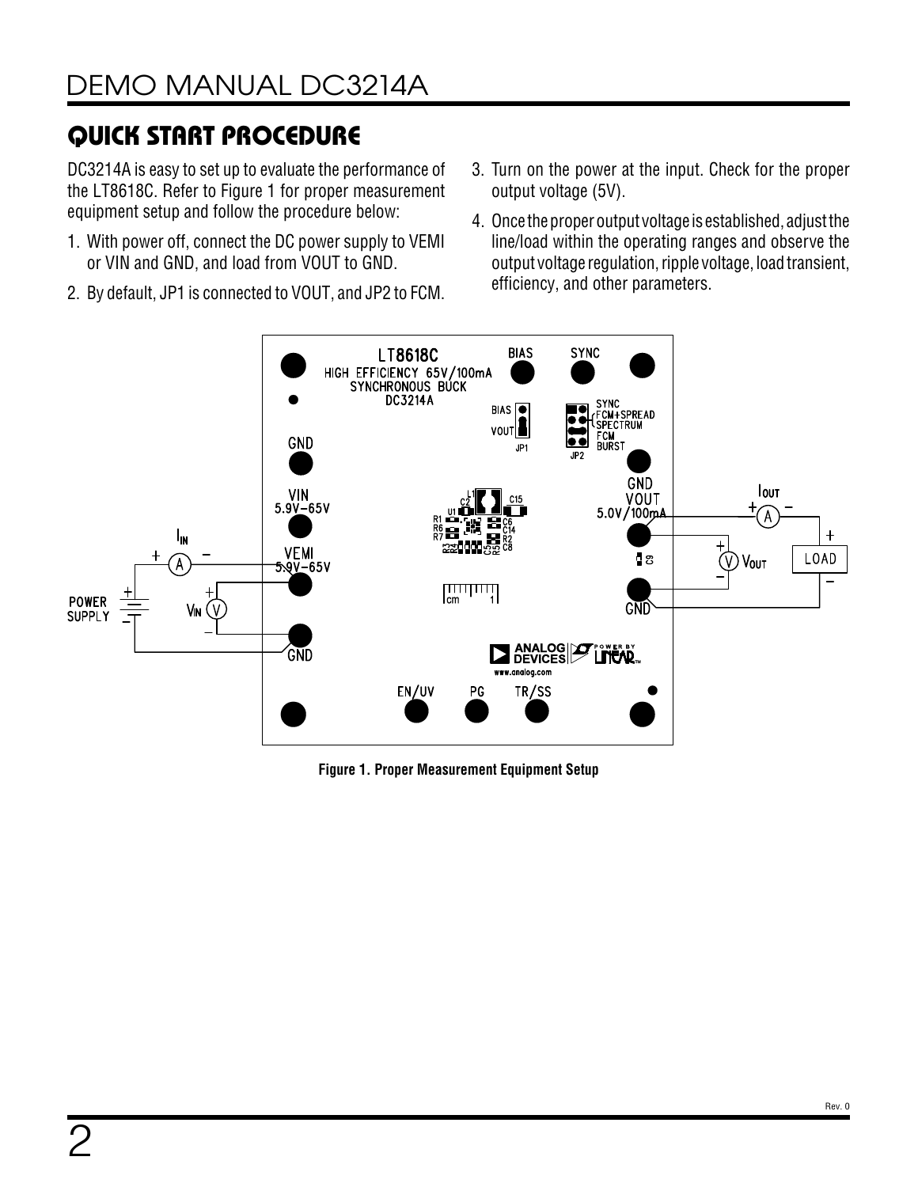## QUICK START PROCEDURE

DC3214A is easy to set up to evaluate the performance of the LT8618C. Refer to Figure 1 for proper measurement equipment setup and follow the procedure below:

1. With power off, connect the DC power supply to VEMI or VIN and GND, and load from VOUT to GND.
2. By default, JP1 is connected to VOUT, and JP2 to FCM.
3. Turn on the power at the input. Check for the proper output voltage (5V).
4. Once the proper output voltage is established, adjust the line/load within the operating ranges and observe the output voltage regulation, ripple voltage, load transient, efficiency, and other parameters.

LT8618C
HIGH EFFICIENCY 65V/100mA
SYNCHRONOUS BUCK
DC3214A

BIAS
SYNC
BIAS
VOUT
JP1
SYNC
FCM+SPREAD SPECTRUM
FCM
BURST
JP2
GND
VIN
5.9V–65V
VEMI
5.9V–65V
GND
GND
VOUT
5.0V/100mA
GND
EN/UV
PG
TR/SS
POWER SUPPLY
$I_{IN}$
$V_{IN}$
$I_{OUT}$
$V_{OUT}$
LOAD

Figure 1. Proper Measurement Equipment Setup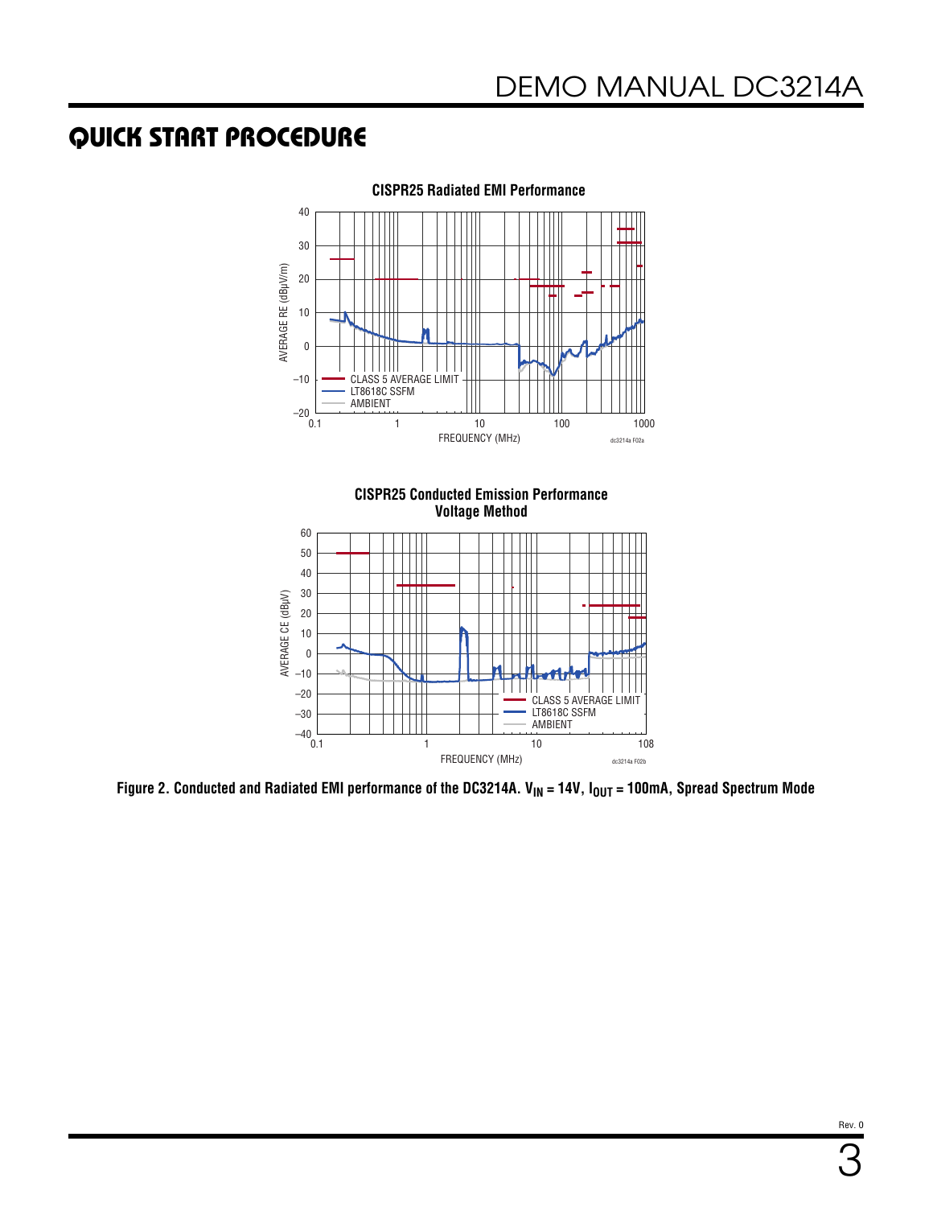## QUICK START PROCEDURE

**CISPR25 Radiated EMI Performance**

AVERAGE RE (dBμV/m)

40
30
20
10
0
−10
−20

0.1
1
10
100
1000

FREQUENCY (MHz)

CLASS 5 AVERAGE LIMIT
LT8618C SSFM
AMBIENT

dc3214a F02a

**CISPR25 Conducted Emission Performance**
**Voltage Method**

AVERAGE CE (dBμV)

60
50
40
30
20
10
0
−10
−20
−30
−40

0.1
1
10
108

FREQUENCY (MHz)

CLASS 5 AVERAGE LIMIT
LT8618C SSFM
AMBIENT

dc3214a F02b

**Figure 2. Conducted and Radiated EMI performance of the DC3214A. $V_{IN}$ = 14V, $I_{OUT}$ = 100mA, Spread Spectrum Mode**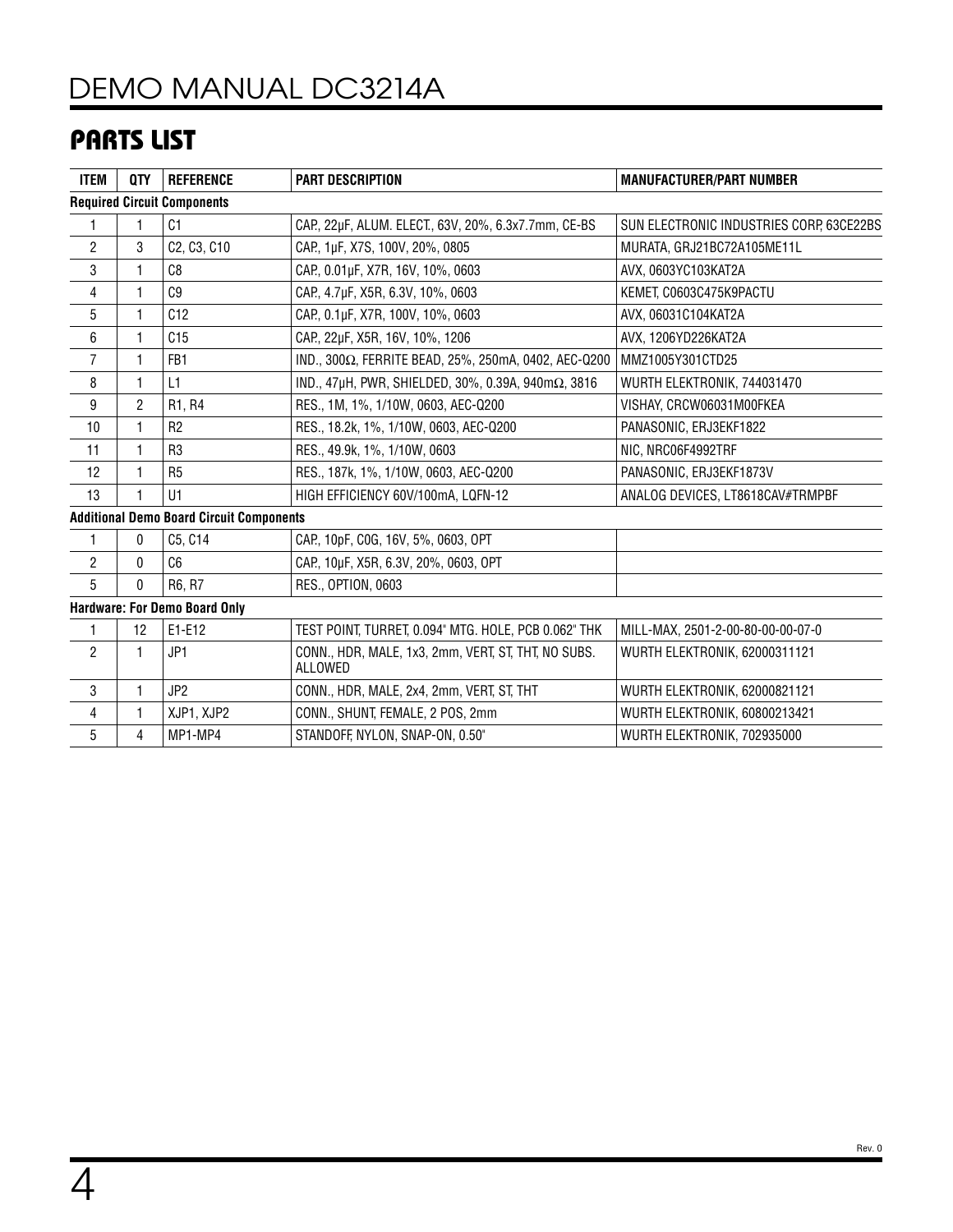## PARTS LIST

| ITEM | QTY | REFERENCE | PART DESCRIPTION | MANUFACTURER/PART NUMBER |
|---|---|---|---|---|
| **Required Circuit Components** | | | | |
| 1 | 1 | C1 | CAP., 22µF, ALUM. ELECT., 63V, 20%, 6.3x7.7mm, CE-BS | SUN ELECTRONIC INDUSTRIES CORP, 63CE22BS |
| 2 | 3 | C2, C3, C10 | CAP., 1µF, X7S, 100V, 20%, 0805 | MURATA, GRJ21BC72A105ME11L |
| 3 | 1 | C8 | CAP., 0.01µF, X7R, 16V, 10%, 0603 | AVX, 0603YC103KAT2A |
| 4 | 1 | C9 | CAP., 4.7µF, X5R, 6.3V, 10%, 0603 | KEMET, C0603C475K9PACTU |
| 5 | 1 | C12 | CAP., 0.1µF, X7R, 100V, 10%, 0603 | AVX, 06031C104KAT2A |
| 6 | 1 | C15 | CAP., 22µF, X5R, 16V, 10%, 1206 | AVX, 1206YD226KAT2A |
| 7 | 1 | FB1 | IND., 300Ω, FERRITE BEAD, 25%, 250mA, 0402, AEC-Q200 | MMZ1005Y301CTD25 |
| 8 | 1 | L1 | IND., 47µH, PWR, SHIELDED, 30%, 0.39A, 940mΩ, 3816 | WURTH ELEKTRONIK, 744031470 |
| 9 | 2 | R1, R4 | RES., 1M, 1%, 1/10W, 0603, AEC-Q200 | VISHAY, CRCW06031M00FKEA |
| 10 | 1 | R2 | RES., 18.2k, 1%, 1/10W, 0603, AEC-Q200 | PANASONIC, ERJ3EKF1822 |
| 11 | 1 | R3 | RES., 49.9k, 1%, 1/10W, 0603 | NIC, NRC06F4992TRF |
| 12 | 1 | R5 | RES., 187k, 1%, 1/10W, 0603, AEC-Q200 | PANASONIC, ERJ3EKF1873V |
| 13 | 1 | U1 | HIGH EFFICIENCY 60V/100mA, LQFN-12 | ANALOG DEVICES, LT8618CAV#TRMPBF |
| **Additional Demo Board Circuit Components** | | | | |
| 1 | 0 | C5, C14 | CAP., 10pF, C0G, 16V, 5%, 0603, OPT | |
| 2 | 0 | C6 | CAP., 10µF, X5R, 6.3V, 20%, 0603, OPT | |
| 5 | 0 | R6, R7 | RES., OPTION, 0603 | |
| **Hardware: For Demo Board Only** | | | | |
| 1 | 12 | E1-E12 | TEST POINT, TURRET, 0.094" MTG. HOLE, PCB 0.062" THK | MILL-MAX, 2501-2-00-80-00-00-07-0 |
| 2 | 1 | JP1 | CONN., HDR, MALE, 1x3, 2mm, VERT, ST, THT, NO SUBS. ALLOWED | WURTH ELEKTRONIK, 62000311121 |
| 3 | 1 | JP2 | CONN., HDR, MALE, 2x4, 2mm, VERT, ST, THT | WURTH ELEKTRONIK, 62000821121 |
| 4 | 1 | XJP1, XJP2 | CONN., SHUNT, FEMALE, 2 POS, 2mm | WURTH ELEKTRONIK, 60800213421 |
| 5 | 4 | MP1-MP4 | STANDOFF, NYLON, SNAP-ON, 0.50" | WURTH ELEKTRONIK, 702935000 |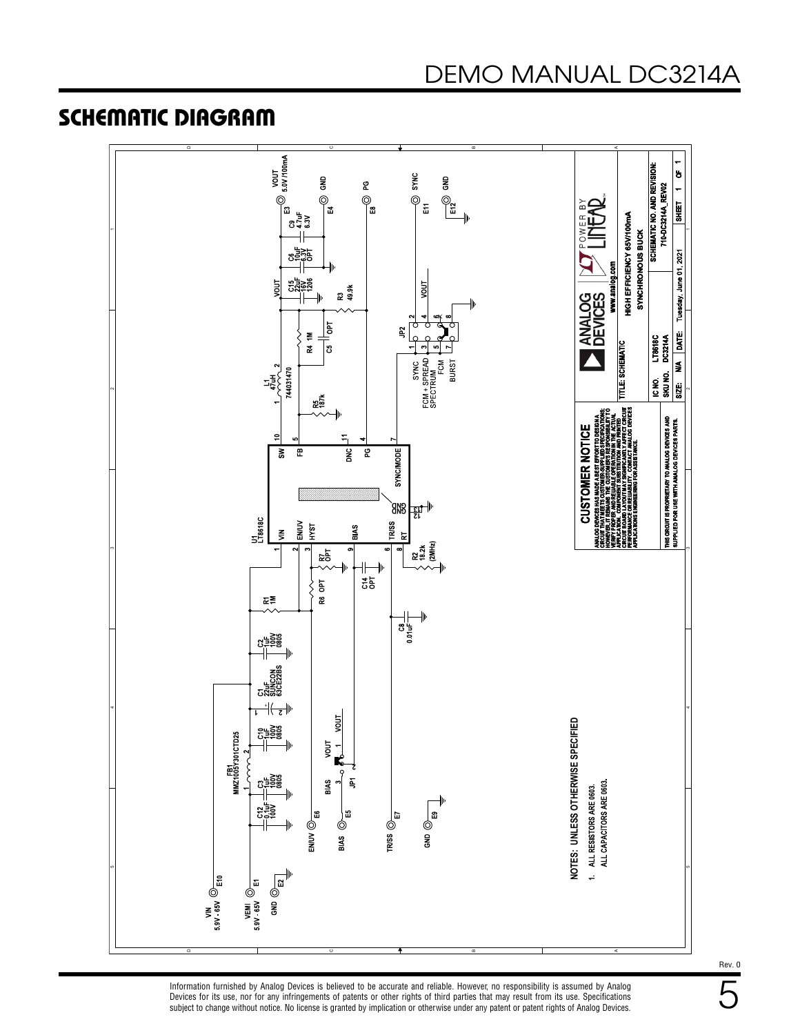## SCHEMATIC DIAGRAM

VOUT
5.0V /100mA

E3

GND

E4

PG

E8

SYNC

E11

GND

E12

C9
4.7uF
6.3V

C6
10uF
6.3V
OPT

C15
22uF
16V
1206

VOUT

R3
49.9k

R4 1M

C5 OPT

L1
47uH
744031470

R5
187k

JP2

SYNC
FCM + SPREAD
SPECTRUM
FCM
BURST

VOUT

U1
LT8618C

VIN
EN/UV
HYST
BIAS
TR/SS
RT
SW
FB
DNC
PG
SYNC/MODE
GND
GND

R1
1M

R6 OPT

R7 OPT

C14
OPT

R2
18.2k
(2MHz)

C8
0.01uF

C2
1uF
100V
0805

C1
22uF
SUNCON
63CE22BS

C10
1uF
100V
0805

FB1
MMZ1005Y301CTD25

C3
1uF
100V
0805

C12
0.1uF
100V

JP1
BIAS
VOUT

VIN
5.9V - 65V
E10

VEMI
5.9V - 65V
E1

GND
E2

EN/UV
E6

BIAS
E5

TR/SS
E7

GND
E9

NOTES: UNLESS OTHERWISE SPECIFIED

1. ALL RESISTORS ARE 0603.
ALL CAPACITORS ARE 0603.

**CUSTOMER NOTICE**

ANALOG DEVICES HAS MADE A BEST EFFORT TO DESIGN A CIRCUIT THAT MEETS CUSTOMER-SUPPLIED SPECIFICATIONS; HOWEVER, IT REMAINS THE CUSTOMER'S RESPONSIBILITY TO VERIFY PROPER AND RELIABLE OPERATION IN THE ACTUAL APPLICATION. COMPONENT SUBSTITUTION AND PRINTED CIRCUIT BOARD LAYOUT MAY SIGNIFICANTLY AFFECT CIRCUIT PERFORMANCE OR RELIABILITY. CONTACT ANALOG DEVICES APPLICATIONS ENGINEERING FOR ASSISTANCE.

THIS CIRCUIT IS PROPRIETARY TO ANALOG DEVICES AND SUPPLIED FOR USE WITH ANALOG DEVICES PARTS.

ANALOG DEVICES | POWER BY LINEAR

www.analog.com

TITLE: SCHEMATIC
HIGH EFFICIENCY 65V/100mA
SYNCHRONOUS BUCK

IC NO. LT8618C
SKU NO. DC3214A
SCHEMATIC NO. AND REVISION:
710-DC3214A_REV02

SIZE: N/A
DATE: Tuesday, June 01, 2021
SHEET 1 OF 1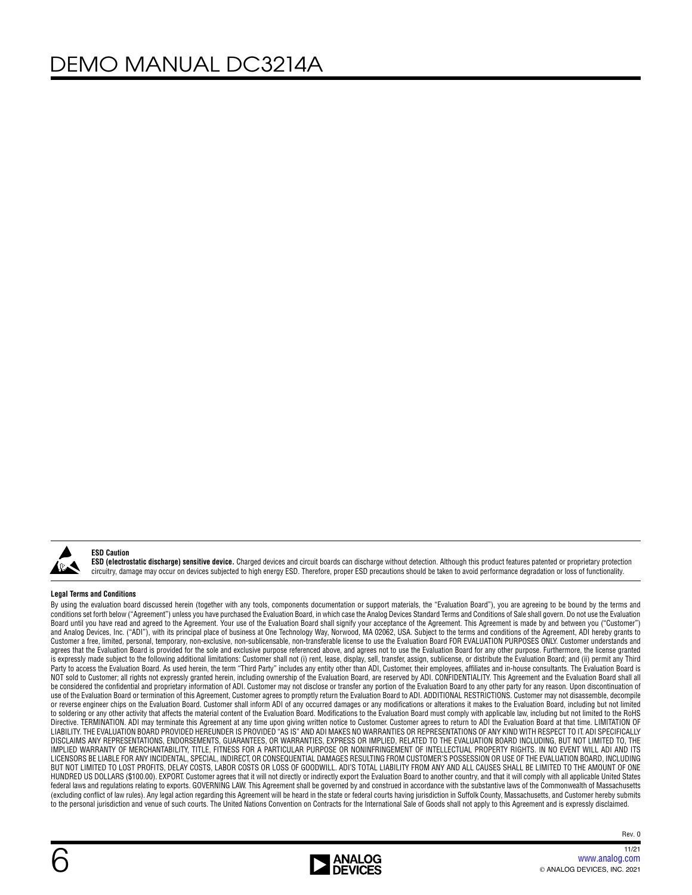**ESD Caution**

**ESD (electrostatic discharge) sensitive device.** Charged devices and circuit boards can discharge without detection. Although this product features patented or proprietary protection circuitry, damage may occur on devices subjected to high energy ESD. Therefore, proper ESD precautions should be taken to avoid performance degradation or loss of functionality.

**Legal Terms and Conditions**

By using the evaluation board discussed herein (together with any tools, components documentation or support materials, the "Evaluation Board"), you are agreeing to be bound by the terms and conditions set forth below ("Agreement") unless you have purchased the Evaluation Board, in which case the Analog Devices Standard Terms and Conditions of Sale shall govern. Do not use the Evaluation Board until you have read and agreed to the Agreement. Your use of the Evaluation Board shall signify your acceptance of the Agreement. This Agreement is made by and between you ("Customer") and Analog Devices, Inc. ("ADI"), with its principal place of business at One Technology Way, Norwood, MA 02062, USA. Subject to the terms and conditions of the Agreement, ADI hereby grants to Customer a free, limited, personal, temporary, non-exclusive, non-sublicensable, non-transferable license to use the Evaluation Board FOR EVALUATION PURPOSES ONLY. Customer understands and agrees that the Evaluation Board is provided for the sole and exclusive purpose referenced above, and agrees not to use the Evaluation Board for any other purpose. Furthermore, the license granted is expressly made subject to the following additional limitations: Customer shall not (i) rent, lease, display, sell, transfer, assign, sublicense, or distribute the Evaluation Board; and (ii) permit any Third Party to access the Evaluation Board. As used herein, the term "Third Party" includes any entity other than ADI, Customer, their employees, affiliates and in-house consultants. The Evaluation Board is NOT sold to Customer; all rights not expressly granted herein, including ownership of the Evaluation Board, are reserved by ADI. CONFIDENTIALITY. This Agreement and the Evaluation Board shall all be considered the confidential and proprietary information of ADI. Customer may not disclose or transfer any portion of the Evaluation Board to any other party for any reason. Upon discontinuation of use of the Evaluation Board or termination of this Agreement, Customer agrees to promptly return the Evaluation Board to ADI. ADDITIONAL RESTRICTIONS. Customer may not disassemble, decompile or reverse engineer chips on the Evaluation Board. Customer shall inform ADI of any occurred damages or any modifications or alterations it makes to the Evaluation Board, including but not limited to soldering or any other activity that affects the material content of the Evaluation Board. Modifications to the Evaluation Board must comply with applicable law, including but not limited to the RoHS Directive. TERMINATION. ADI may terminate this Agreement at any time upon giving written notice to Customer. Customer agrees to return to ADI the Evaluation Board at that time. LIMITATION OF LIABILITY. THE EVALUATION BOARD PROVIDED HEREUNDER IS PROVIDED "AS IS" AND ADI MAKES NO WARRANTIES OR REPRESENTATIONS OF ANY KIND WITH RESPECT TO IT. ADI SPECIFICALLY DISCLAIMS ANY REPRESENTATIONS, ENDORSEMENTS, GUARANTEES, OR WARRANTIES, EXPRESS OR IMPLIED, RELATED TO THE EVALUATION BOARD INCLUDING, BUT NOT LIMITED TO, THE IMPLIED WARRANTY OF MERCHANTABILITY, TITLE, FITNESS FOR A PARTICULAR PURPOSE OR NONINFRINGEMENT OF INTELLECTUAL PROPERTY RIGHTS. IN NO EVENT WILL ADI AND ITS LICENSORS BE LIABLE FOR ANY INCIDENTAL, SPECIAL, INDIRECT, OR CONSEQUENTIAL DAMAGES RESULTING FROM CUSTOMER'S POSSESSION OR USE OF THE EVALUATION BOARD, INCLUDING BUT NOT LIMITED TO LOST PROFITS, DELAY COSTS, LABOR COSTS OR LOSS OF GOODWILL. ADI'S TOTAL LIABILITY FROM ANY AND ALL CAUSES SHALL BE LIMITED TO THE AMOUNT OF ONE HUNDRED US DOLLARS ($100.00). EXPORT. Customer agrees that it will not directly or indirectly export the Evaluation Board to another country, and that it will comply with all applicable United States federal laws and regulations relating to exports. GOVERNING LAW. This Agreement shall be governed by and construed in accordance with the substantive laws of the Commonwealth of Massachusetts (excluding conflict of law rules). Any legal action regarding this Agreement will be heard in the state or federal courts having jurisdiction in Suffolk County, Massachusetts, and Customer hereby submits to the personal jurisdiction and venue of such courts. The United Nations Convention on Contracts for the International Sale of Goods shall not apply to this Agreement and is expressly disclaimed.

Rev. 0

11/21
www.analog.com
© ANALOG DEVICES, INC. 2021